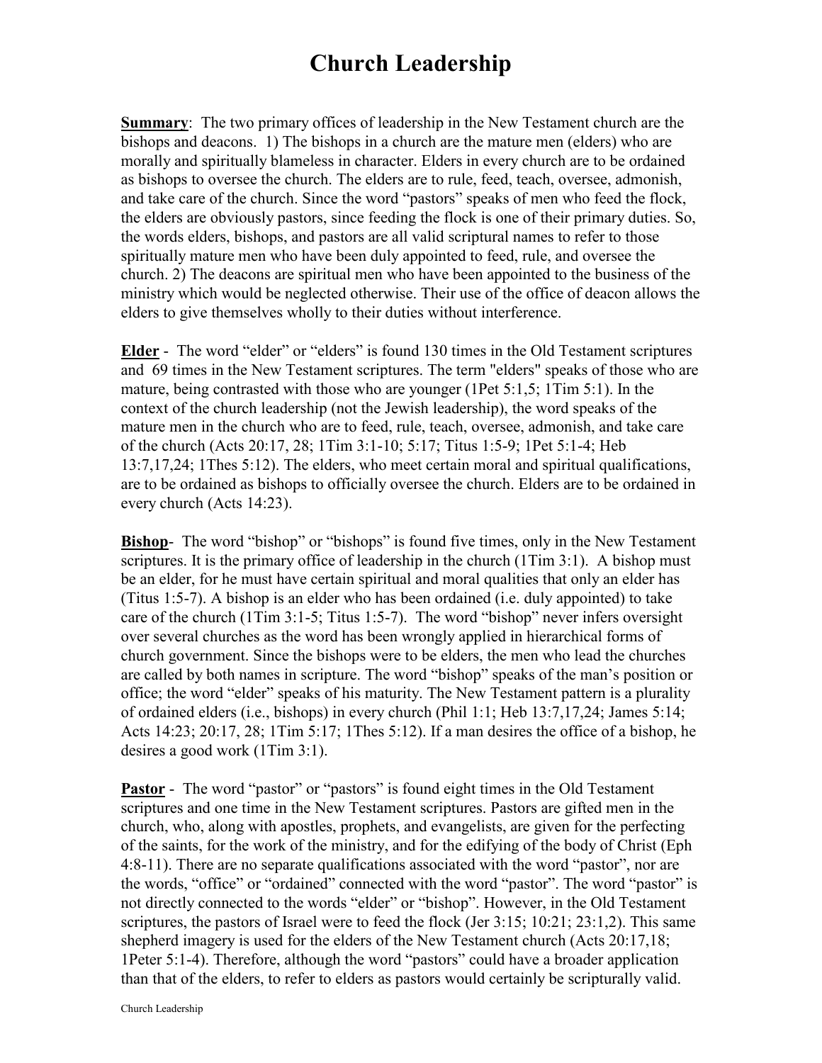# Church Leadership

**Summary**: The two primary offices of leadership in the New Testament church are the bishops and deacons. 1) The bishops in a church are the mature men (elders) who are morally and spiritually blameless in character. Elders in every church are to be ordained as bishops to oversee the church. The elders are to rule, feed, teach, oversee, admonish, and take care of the church. Since the word "pastors" speaks of men who feed the flock, the elders are obviously pastors, since feeding the flock is one of their primary duties. So, the words elders, bishops, and pastors are all valid scriptural names to refer to those spiritually mature men who have been duly appointed to feed, rule, and oversee the church. 2) The deacons are spiritual men who have been appointed to the business of the ministry which would be neglected otherwise. Their use of the office of deacon allows the elders to give themselves wholly to their duties without interference.

**Elder** - The word "elder" or "elders" is found 130 times in the Old Testament scriptures and 69 times in the New Testament scriptures. The term "elders" speaks of those who are mature, being contrasted with those who are younger (1Pet 5:1,5; 1Tim 5:1). In the context of the church leadership (not the Jewish leadership), the word speaks of the mature men in the church who are to feed, rule, teach, oversee, admonish, and take care of the church (Acts 20:17, 28; 1Tim 3:1-10; 5:17; Titus 1:5-9; 1Pet 5:1-4; Heb 13:7,17,24; 1Thes 5:12). The elders, who meet certain moral and spiritual qualifications, are to be ordained as bishops to officially oversee the church. Elders are to be ordained in every church (Acts 14:23).

**Bishop**- The word "bishop" or "bishops" is found five times, only in the New Testament scriptures. It is the primary office of leadership in the church (1Tim 3:1). A bishop must be an elder, for he must have certain spiritual and moral qualities that only an elder has (Titus 1:5-7). A bishop is an elder who has been ordained (i.e. duly appointed) to take care of the church (1Tim 3:1-5; Titus 1:5-7). The word "bishop" never infers oversight over several churches as the word has been wrongly applied in hierarchical forms of church government. Since the bishops were to be elders, the men who lead the churches are called by both names in scripture. The word "bishop" speaks of the man's position or office; the word "elder" speaks of his maturity. The New Testament pattern is a plurality of ordained elders (i.e., bishops) in every church (Phil 1:1; Heb 13:7,17,24; James 5:14; Acts 14:23; 20:17, 28; 1Tim 5:17; 1Thes 5:12). If a man desires the office of a bishop, he desires a good work (1Tim 3:1).

**Pastor** - The word "pastor" or "pastors" is found eight times in the Old Testament scriptures and one time in the New Testament scriptures. Pastors are gifted men in the church, who, along with apostles, prophets, and evangelists, are given for the perfecting of the saints, for the work of the ministry, and for the edifying of the body of Christ (Eph 4:8-11). There are no separate qualifications associated with the word "pastor", nor are the words, "office" or "ordained" connected with the word "pastor". The word "pastor" is not directly connected to the words "elder" or "bishop". However, in the Old Testament scriptures, the pastors of Israel were to feed the flock (Jer 3:15; 10:21; 23:1,2). This same shepherd imagery is used for the elders of the New Testament church (Acts 20:17,18; 1Peter 5:1-4). Therefore, although the word "pastors" could have a broader application than that of the elders, to refer to elders as pastors would certainly be scripturally valid.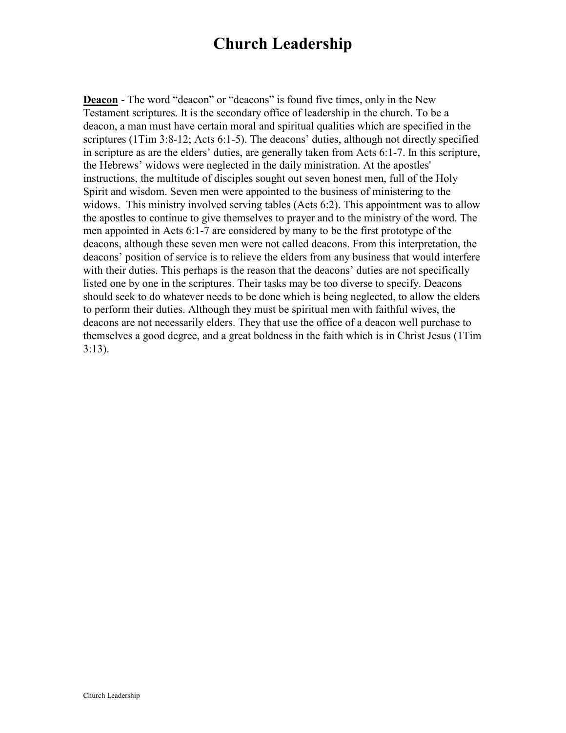# Church Leadership

**Deacon** - The word “deacon” or “deacons” is found five times, only in the New Testament scriptures. It is the secondary office of leadership in the church. To be a deacon, a man must have certain moral and spiritual qualities which are specified in the scriptures (1Tim 3:8-12; Acts 6:1-5). The deacons’ duties, although not directly specified in scripture as are the elders’ duties, are generally taken from Acts 6:1-7. In this scripture, the Hebrews’ widows were neglected in the daily ministration. At the apostles' instructions, the multitude of disciples sought out seven honest men, full of the Holy Spirit and wisdom. Seven men were appointed to the business of ministering to the widows. This ministry involved serving tables (Acts 6:2). This appointment was to allow the apostles to continue to give themselves to prayer and to the ministry of the word. The men appointed in Acts 6:1-7 are considered by many to be the first prototype of the deacons, although these seven men were not called deacons. From this interpretation, the deacons’ position of service is to relieve the elders from any business that would interfere with their duties. This perhaps is the reason that the deacons’ duties are not specifically listed one by one in the scriptures. Their tasks may be too diverse to specify. Deacons should seek to do whatever needs to be done which is being neglected, to allow the elders to perform their duties. Although they must be spiritual men with faithful wives, the deacons are not necessarily elders. They that use the office of a deacon well purchase to themselves a good degree, and a great boldness in the faith which is in Christ Jesus (1Tim 3:13).